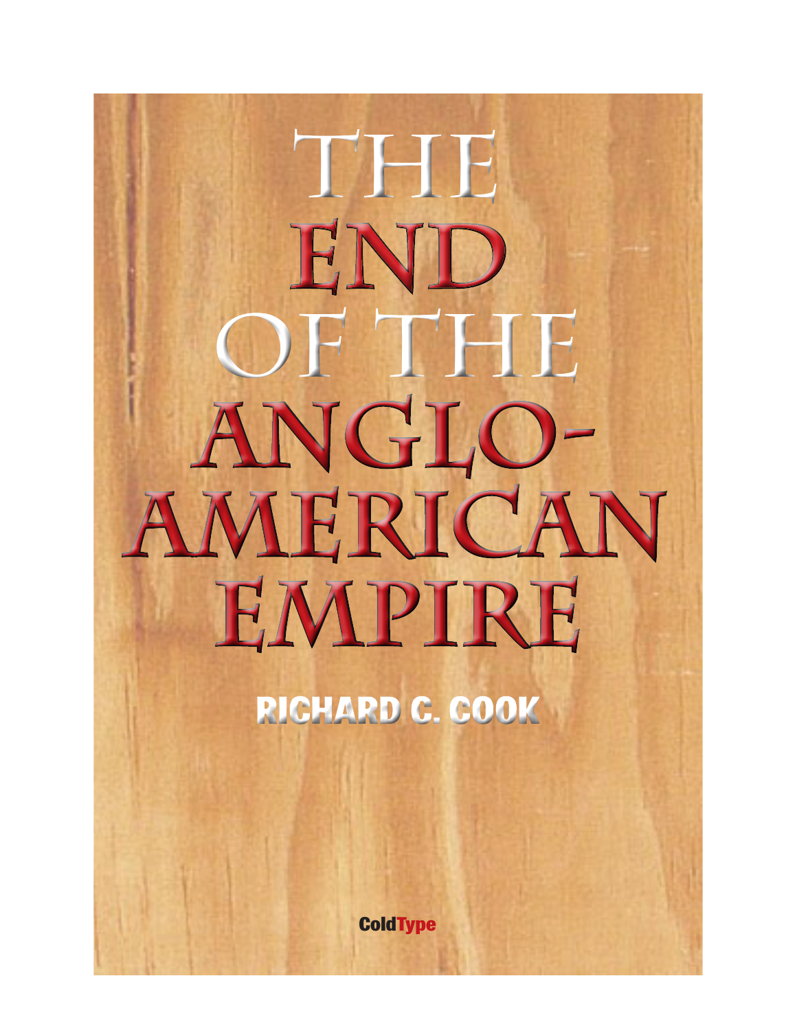# THE END OF THE ANGLO-AMERICAN EMPIRE

**RICHARD C. COOK**

ColdType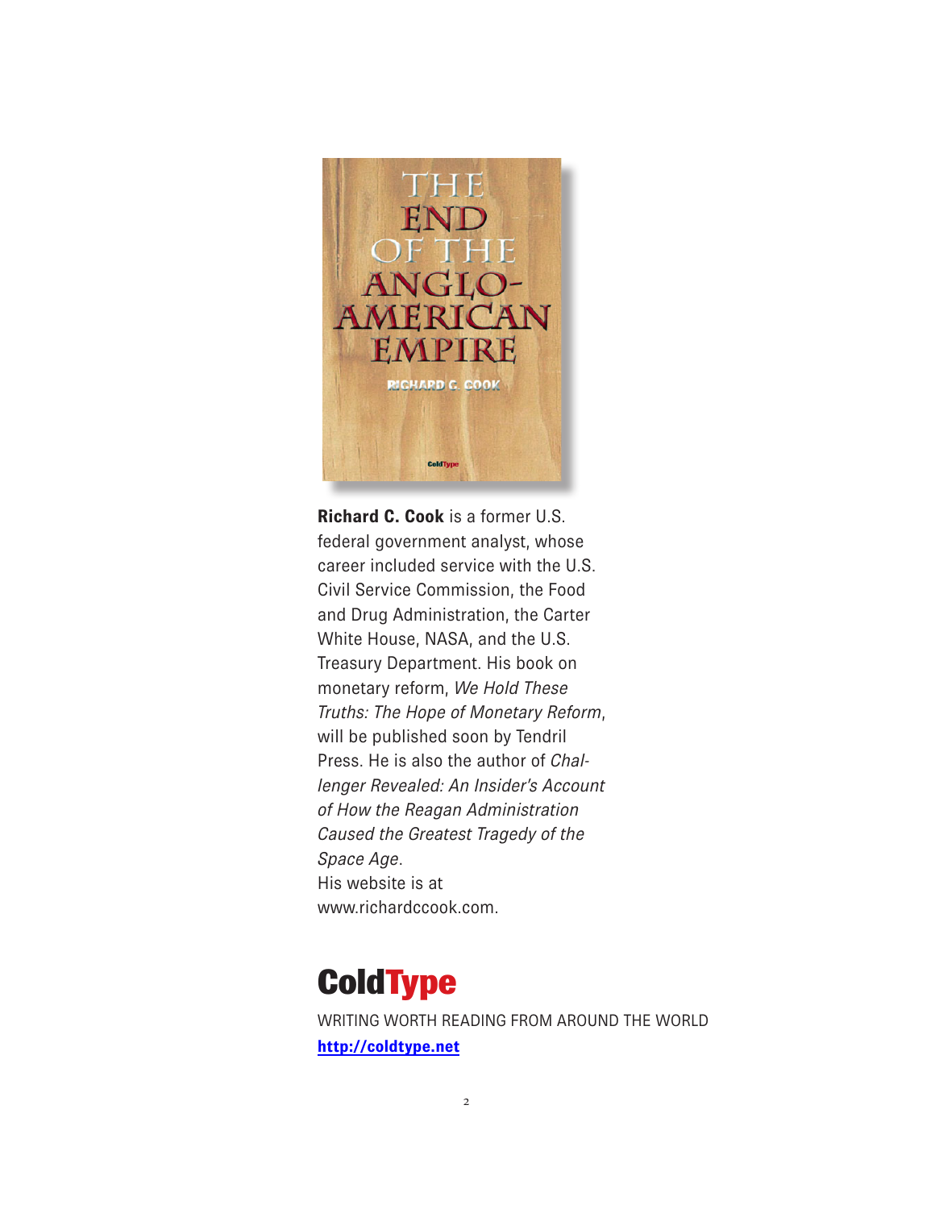**Richard C. Cook** is a former U.S. federal government analyst, whose career included service with the U.S. Civil Service Commission, the Food and Drug Administration, the Carter White House, NASA, and the U.S. Treasury Department. His book on monetary reform, *We Hold These Truths: The Hope of Monetary Reform*, will be published soon by Tendril Press. He is also the author of *Challenger Revealed: An Insider's Account of How the Reagan Administration Caused the Greatest Tragedy of the Space Age*.
His website is at www.richardccook.com.

**ColdType**

WRITING WORTH READING FROM AROUND THE WORLD

**http://coldtype.net**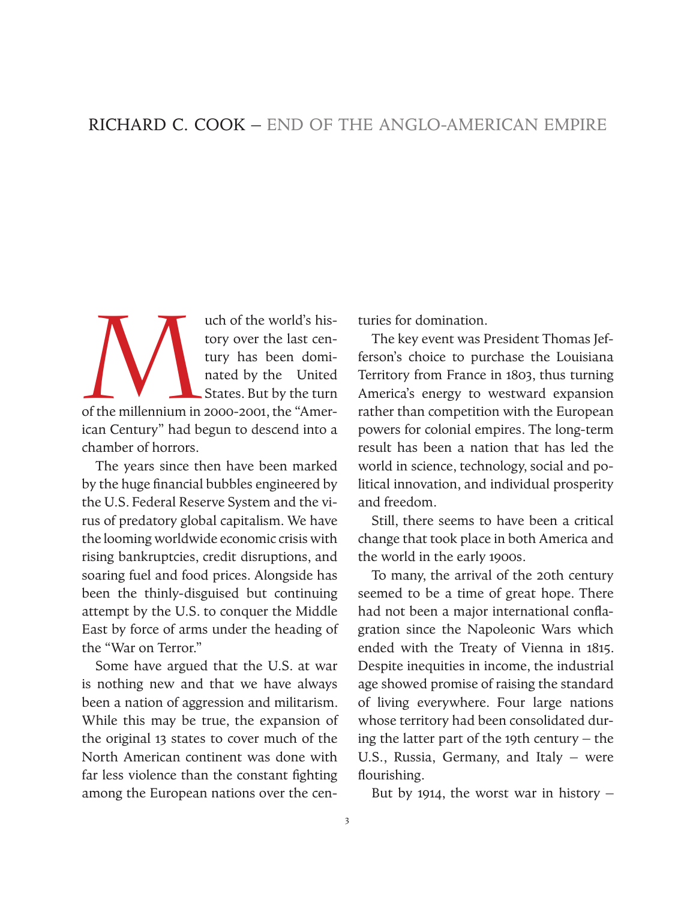# RICHARD C. COOK – END OF THE ANGLO-AMERICAN EMPIRE

Much of the world's history over the last century has been dominated by the United States. But by the turn of the millennium in 2000-2001, the "American Century" had begun to descend into a chamber of horrors.

The years since then have been marked by the huge financial bubbles engineered by the U.S. Federal Reserve System and the virus of predatory global capitalism. We have the looming worldwide economic crisis with rising bankruptcies, credit disruptions, and soaring fuel and food prices. Alongside has been the thinly-disguised but continuing attempt by the U.S. to conquer the Middle East by force of arms under the heading of the "War on Terror."

Some have argued that the U.S. at war is nothing new and that we have always been a nation of aggression and militarism. While this may be true, the expansion of the original 13 states to cover much of the North American continent was done with far less violence than the constant fighting among the European nations over the centuries for domination.

The key event was President Thomas Jefferson's choice to purchase the Louisiana Territory from France in 1803, thus turning America's energy to westward expansion rather than competition with the European powers for colonial empires. The long-term result has been a nation that has led the world in science, technology, social and political innovation, and individual prosperity and freedom.

Still, there seems to have been a critical change that took place in both America and the world in the early 1900s.

To many, the arrival of the 20th century seemed to be a time of great hope. There had not been a major international conflagration since the Napoleonic Wars which ended with the Treaty of Vienna in 1815. Despite inequities in income, the industrial age showed promise of raising the standard of living everywhere. Four large nations whose territory had been consolidated during the latter part of the 19th century – the U.S., Russia, Germany, and Italy – were flourishing.

But by 1914, the worst war in history –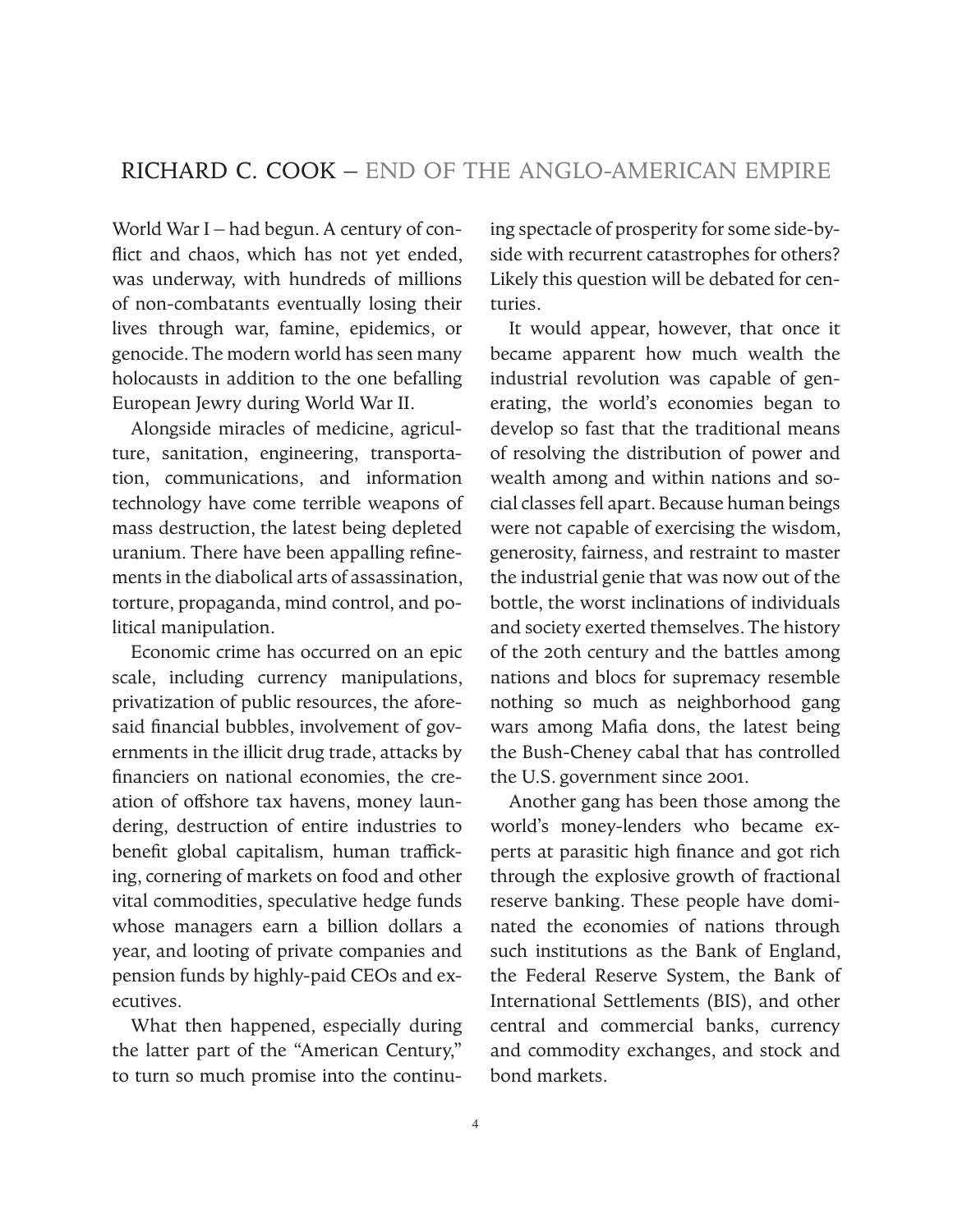World War I – had begun. A century of conflict and chaos, which has not yet ended, was underway, with hundreds of millions of non-combatants eventually losing their lives through war, famine, epidemics, or genocide. The modern world has seen many holocausts in addition to the one befalling European Jewry during World War II.

Alongside miracles of medicine, agriculture, sanitation, engineering, transportation, communications, and information technology have come terrible weapons of mass destruction, the latest being depleted uranium. There have been appalling refinements in the diabolical arts of assassination, torture, propaganda, mind control, and political manipulation.

Economic crime has occurred on an epic scale, including currency manipulations, privatization of public resources, the aforesaid financial bubbles, involvement of governments in the illicit drug trade, attacks by financiers on national economies, the creation of offshore tax havens, money laundering, destruction of entire industries to benefit global capitalism, human trafficking, cornering of markets on food and other vital commodities, speculative hedge funds whose managers earn a billion dollars a year, and looting of private companies and pension funds by highly-paid CEOs and executives.

What then happened, especially during the latter part of the "American Century," to turn so much promise into the continuing spectacle of prosperity for some side-by-side with recurrent catastrophes for others? Likely this question will be debated for centuries.

It would appear, however, that once it became apparent how much wealth the industrial revolution was capable of generating, the world's economies began to develop so fast that the traditional means of resolving the distribution of power and wealth among and within nations and social classes fell apart. Because human beings were not capable of exercising the wisdom, generosity, fairness, and restraint to master the industrial genie that was now out of the bottle, the worst inclinations of individuals and society exerted themselves. The history of the 20th century and the battles among nations and blocs for supremacy resemble nothing so much as neighborhood gang wars among Mafia dons, the latest being the Bush-Cheney cabal that has controlled the U.S. government since 2001.

Another gang has been those among the world's money-lenders who became experts at parasitic high finance and got rich through the explosive growth of fractional reserve banking. These people have dominated the economies of nations through such institutions as the Bank of England, the Federal Reserve System, the Bank of International Settlements (BIS), and other central and commercial banks, currency and commodity exchanges, and stock and bond markets.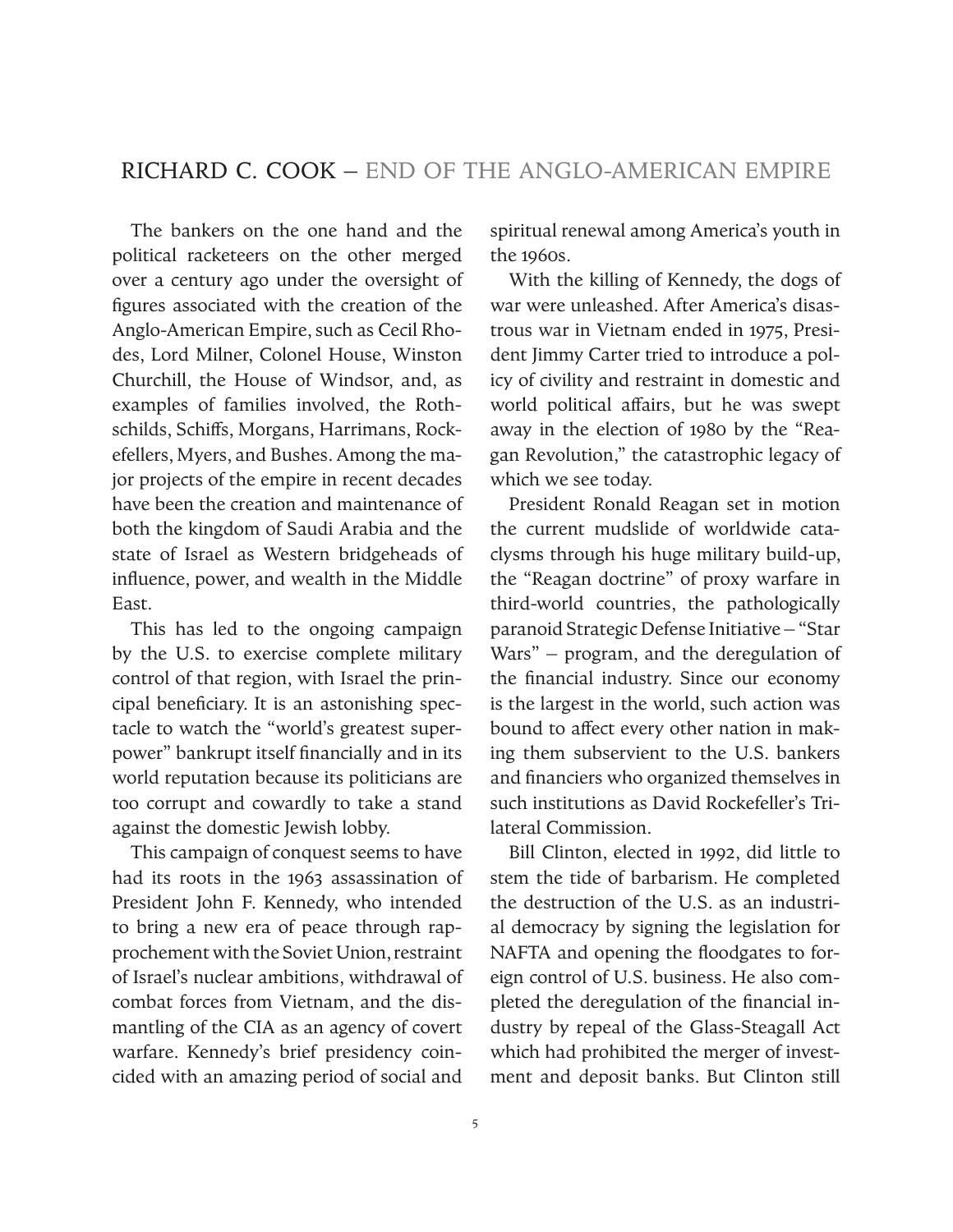The bankers on the one hand and the political racketeers on the other merged over a century ago under the oversight of figures associated with the creation of the Anglo-American Empire, such as Cecil Rhodes, Lord Milner, Colonel House, Winston Churchill, the House of Windsor, and, as examples of families involved, the Rothschilds, Schiffs, Morgans, Harrimans, Rockefellers, Myers, and Bushes. Among the major projects of the empire in recent decades have been the creation and maintenance of both the kingdom of Saudi Arabia and the state of Israel as Western bridgeheads of influence, power, and wealth in the Middle East.

This has led to the ongoing campaign by the U.S. to exercise complete military control of that region, with Israel the principal beneficiary. It is an astonishing spectacle to watch the "world's greatest superpower" bankrupt itself financially and in its world reputation because its politicians are too corrupt and cowardly to take a stand against the domestic Jewish lobby.

This campaign of conquest seems to have had its roots in the 1963 assassination of President John F. Kennedy, who intended to bring a new era of peace through rapprochement with the Soviet Union, restraint of Israel's nuclear ambitions, withdrawal of combat forces from Vietnam, and the dismantling of the CIA as an agency of covert warfare. Kennedy's brief presidency coincided with an amazing period of social and spiritual renewal among America's youth in the 1960s.

With the killing of Kennedy, the dogs of war were unleashed. After America's disastrous war in Vietnam ended in 1975, President Jimmy Carter tried to introduce a policy of civility and restraint in domestic and world political affairs, but he was swept away in the election of 1980 by the "Reagan Revolution," the catastrophic legacy of which we see today.

President Ronald Reagan set in motion the current mudslide of worldwide cataclysms through his huge military build-up, the "Reagan doctrine" of proxy warfare in third-world countries, the pathologically paranoid Strategic Defense Initiative – "Star Wars" – program, and the deregulation of the financial industry. Since our economy is the largest in the world, such action was bound to affect every other nation in making them subservient to the U.S. bankers and financiers who organized themselves in such institutions as David Rockefeller's Trilateral Commission.

Bill Clinton, elected in 1992, did little to stem the tide of barbarism. He completed the destruction of the U.S. as an industrial democracy by signing the legislation for NAFTA and opening the floodgates to foreign control of U.S. business. He also completed the deregulation of the financial industry by repeal of the Glass-Steagall Act which had prohibited the merger of investment and deposit banks. But Clinton still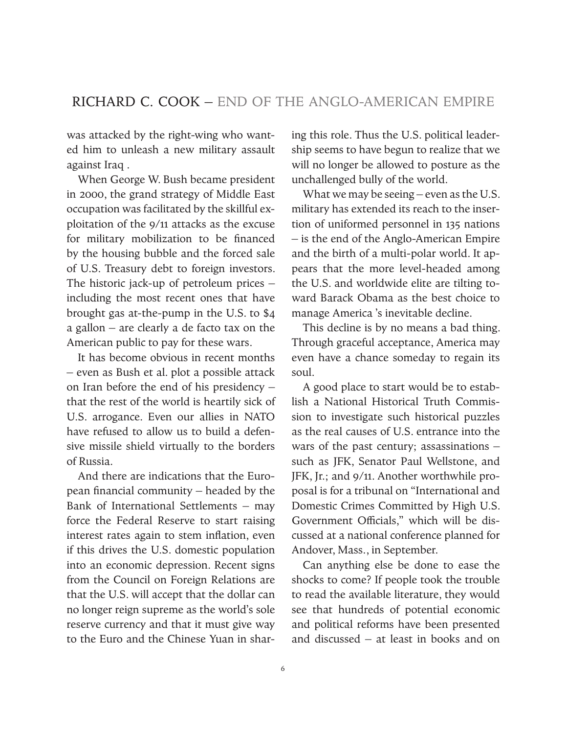was attacked by the right-wing who wanted him to unleash a new military assault against Iraq .

When George W. Bush became president in 2000, the grand strategy of Middle East occupation was facilitated by the skillful exploitation of the 9/11 attacks as the excuse for military mobilization to be financed by the housing bubble and the forced sale of U.S. Treasury debt to foreign investors. The historic jack-up of petroleum prices – including the most recent ones that have brought gas at-the-pump in the U.S. to $4 a gallon – are clearly a de facto tax on the American public to pay for these wars.

It has become obvious in recent months – even as Bush et al. plot a possible attack on Iran before the end of his presidency – that the rest of the world is heartily sick of U.S. arrogance. Even our allies in NATO have refused to allow us to build a defensive missile shield virtually to the borders of Russia.

And there are indications that the European financial community – headed by the Bank of International Settlements – may force the Federal Reserve to start raising interest rates again to stem inflation, even if this drives the U.S. domestic population into an economic depression. Recent signs from the Council on Foreign Relations are that the U.S. will accept that the dollar can no longer reign supreme as the world's sole reserve currency and that it must give way to the Euro and the Chinese Yuan in sharing this role. Thus the U.S. political leadership seems to have begun to realize that we will no longer be allowed to posture as the unchallenged bully of the world.

What we may be seeing – even as the U.S. military has extended its reach to the insertion of uniformed personnel in 135 nations – is the end of the Anglo-American Empire and the birth of a multi-polar world. It appears that the more level-headed among the U.S. and worldwide elite are tilting toward Barack Obama as the best choice to manage America 's inevitable decline.

This decline is by no means a bad thing. Through graceful acceptance, America may even have a chance someday to regain its soul.

A good place to start would be to establish a National Historical Truth Commission to investigate such historical puzzles as the real causes of U.S. entrance into the wars of the past century; assassinations – such as JFK, Senator Paul Wellstone, and JFK, Jr.; and 9/11. Another worthwhile proposal is for a tribunal on "International and Domestic Crimes Committed by High U.S. Government Officials," which will be discussed at a national conference planned for Andover, Mass., in September.

Can anything else be done to ease the shocks to come? If people took the trouble to read the available literature, they would see that hundreds of potential economic and political reforms have been presented and discussed – at least in books and on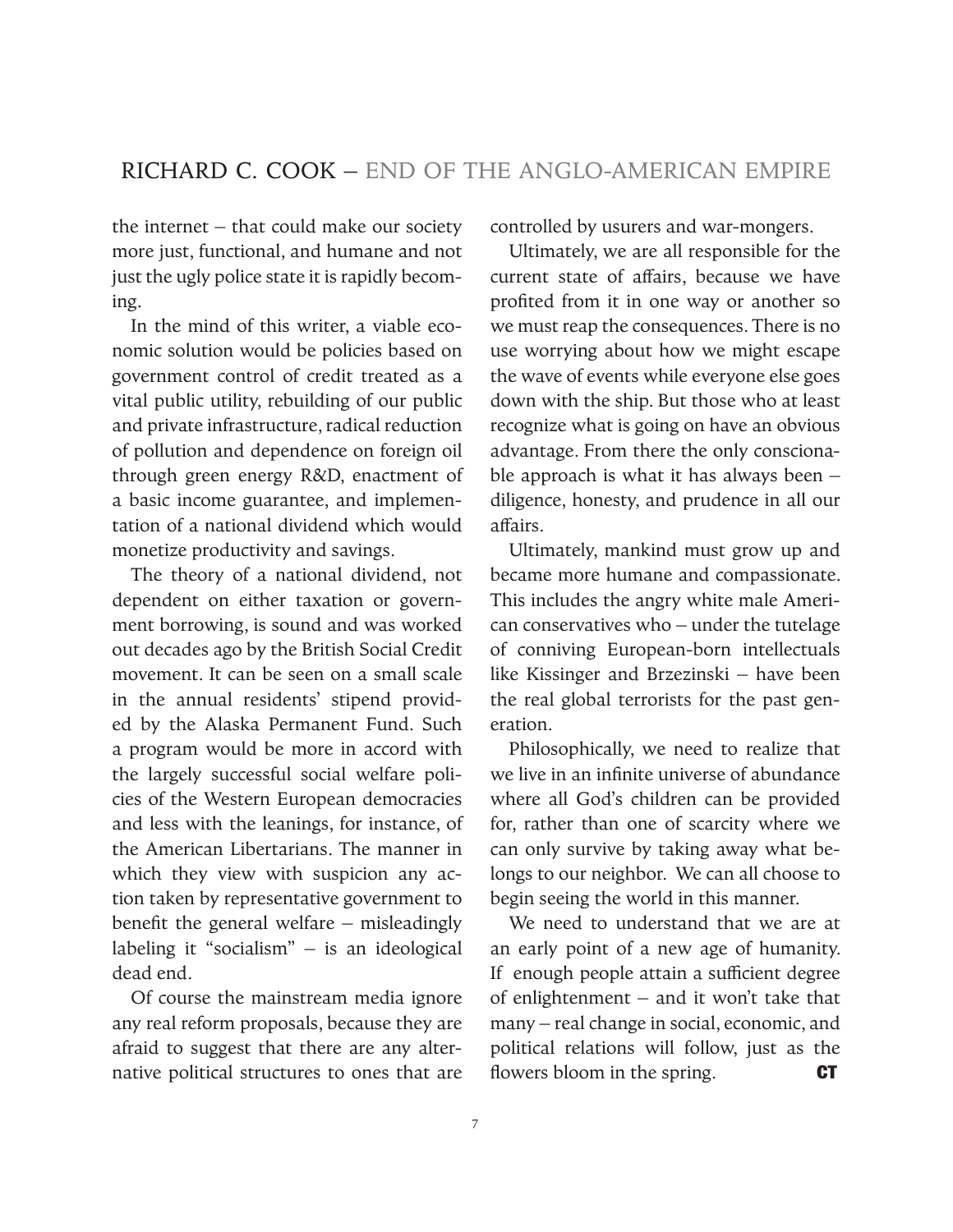the internet – that could make our society more just, functional, and humane and not just the ugly police state it is rapidly becoming.

In the mind of this writer, a viable economic solution would be policies based on government control of credit treated as a vital public utility, rebuilding of our public and private infrastructure, radical reduction of pollution and dependence on foreign oil through green energy R&D, enactment of a basic income guarantee, and implementation of a national dividend which would monetize productivity and savings.

The theory of a national dividend, not dependent on either taxation or government borrowing, is sound and was worked out decades ago by the British Social Credit movement. It can be seen on a small scale in the annual residents' stipend provided by the Alaska Permanent Fund. Such a program would be more in accord with the largely successful social welfare policies of the Western European democracies and less with the leanings, for instance, of the American Libertarians. The manner in which they view with suspicion any action taken by representative government to benefit the general welfare – misleadingly labeling it "socialism" – is an ideological dead end.

Of course the mainstream media ignore any real reform proposals, because they are afraid to suggest that there are any alternative political structures to ones that are controlled by usurers and war-mongers.

Ultimately, we are all responsible for the current state of affairs, because we have profited from it in one way or another so we must reap the consequences. There is no use worrying about how we might escape the wave of events while everyone else goes down with the ship. But those who at least recognize what is going on have an obvious advantage. From there the only conscionable approach is what it has always been – diligence, honesty, and prudence in all our affairs.

Ultimately, mankind must grow up and became more humane and compassionate. This includes the angry white male American conservatives who – under the tutelage of conniving European-born intellectuals like Kissinger and Brzezinski – have been the real global terrorists for the past generation.

Philosophically, we need to realize that we live in an infinite universe of abundance where all God's children can be provided for, rather than one of scarcity where we can only survive by taking away what belongs to our neighbor. We can all choose to begin seeing the world in this manner.

We need to understand that we are at an early point of a new age of humanity. If enough people attain a sufficient degree of enlightenment – and it won't take that many – real change in social, economic, and political relations will follow, just as the flowers bloom in the spring. **CT**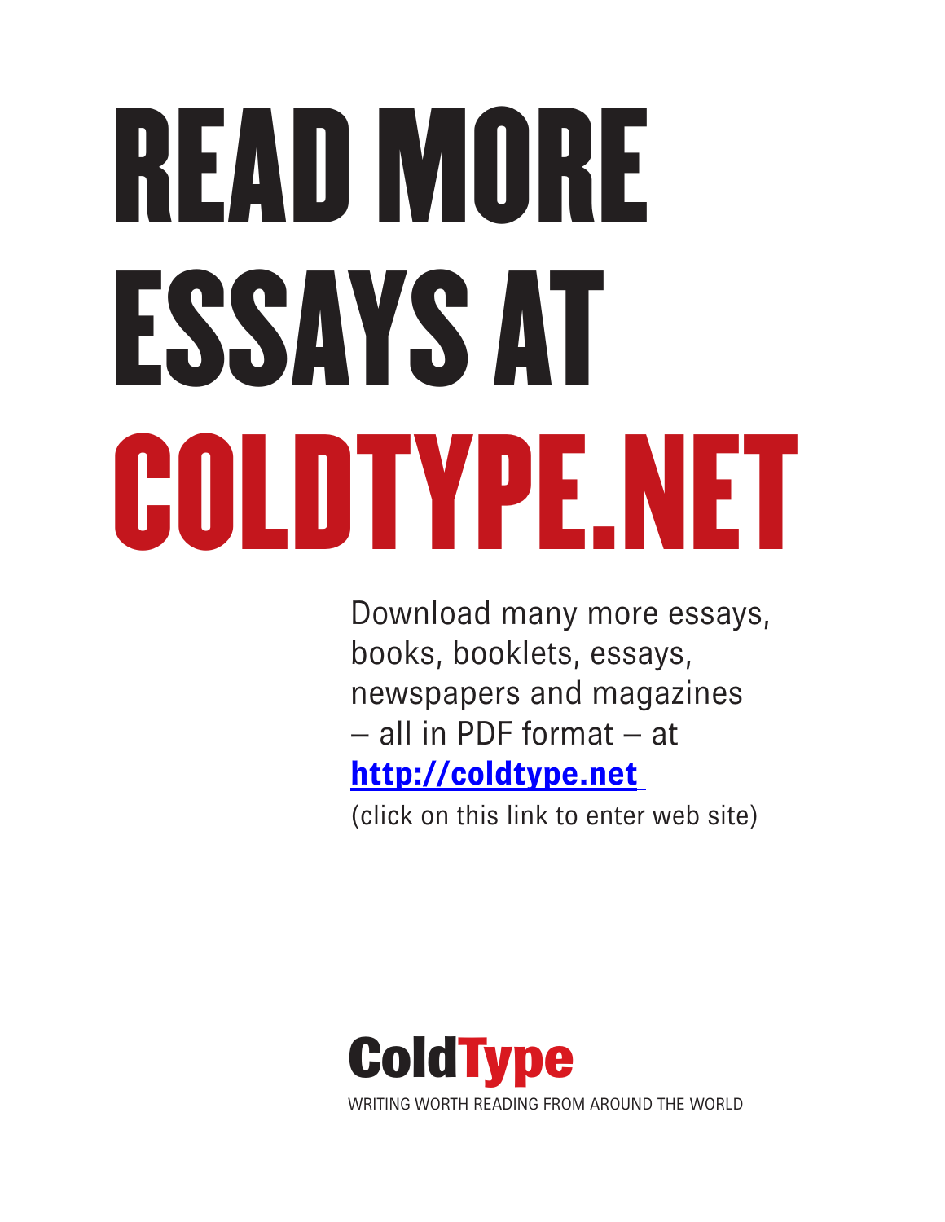# READ MORE ESSAYS AT COLDTYPE.NET

Download many more essays, books, booklets, essays, newspapers and magazines – all in PDF format – at **[http://coldtype.net](http://coldtype.net)**
(click on this link to enter web site)

**ColdType**
WRITING WORTH READING FROM AROUND THE WORLD